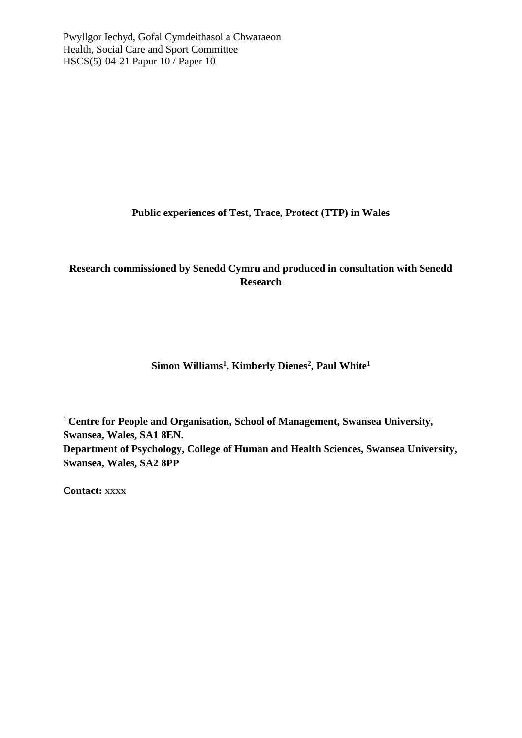Pwyllgor Iechyd, Gofal Cymdeithasol a Chwaraeon
Health, Social Care and Sport Committee
HSCS(5)-04-21 Papur 10 / Paper 10

# Public experiences of Test, Trace, Protect (TTP) in Wales

**Research commissioned by Senedd Cymru and produced in consultation with Senedd Research**

**Simon Williams[1], Kimberly Dienes[2], Paul White[1]**

**[1] Centre for People and Organisation, School of Management, Swansea University, Swansea, Wales, SA1 8EN.**
**Department of Psychology, College of Human and Health Sciences, Swansea University, Swansea, Wales, SA2 8PP**

**Contact:** xxxx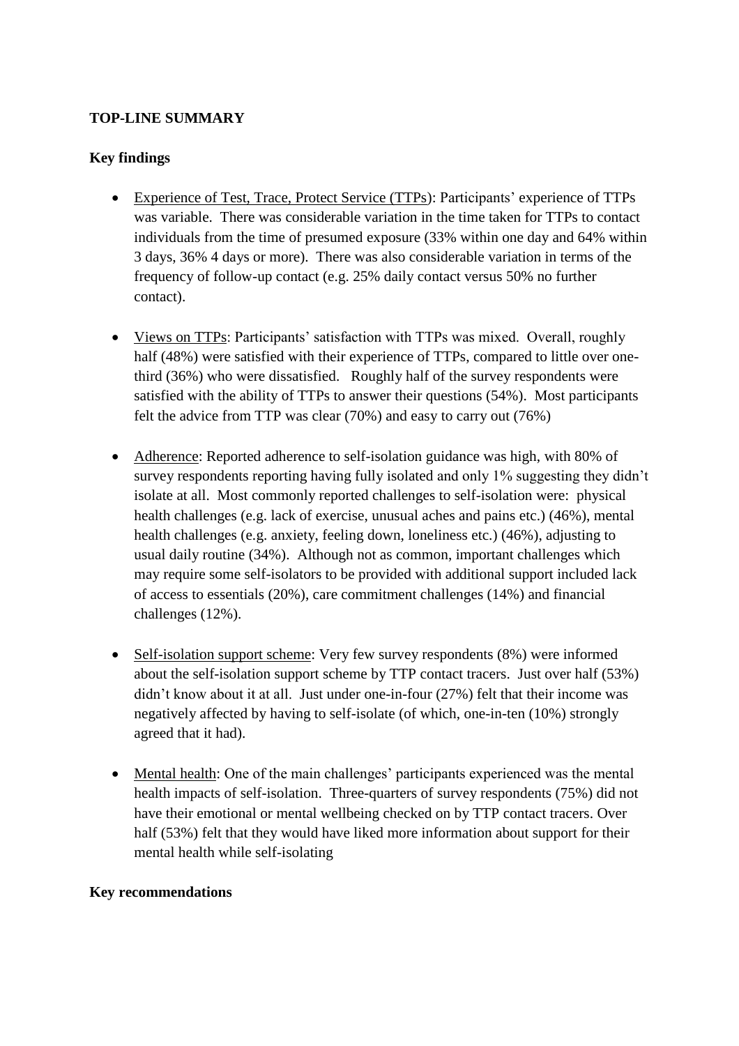**TOP-LINE SUMMARY**

**Key findings**

- Experience of Test, Trace, Protect Service (TTPs): Participants' experience of TTPs was variable. There was considerable variation in the time taken for TTPs to contact individuals from the time of presumed exposure (33% within one day and 64% within 3 days, 36% 4 days or more). There was also considerable variation in terms of the frequency of follow-up contact (e.g. 25% daily contact versus 50% no further contact).

- Views on TTPs: Participants' satisfaction with TTPs was mixed. Overall, roughly half (48%) were satisfied with their experience of TTPs, compared to little over one-third (36%) who were dissatisfied. Roughly half of the survey respondents were satisfied with the ability of TTPs to answer their questions (54%). Most participants felt the advice from TTP was clear (70%) and easy to carry out (76%)

- Adherence: Reported adherence to self-isolation guidance was high, with 80% of survey respondents reporting having fully isolated and only 1% suggesting they didn't isolate at all. Most commonly reported challenges to self-isolation were: physical health challenges (e.g. lack of exercise, unusual aches and pains etc.) (46%), mental health challenges (e.g. anxiety, feeling down, loneliness etc.) (46%), adjusting to usual daily routine (34%). Although not as common, important challenges which may require some self-isolators to be provided with additional support included lack of access to essentials (20%), care commitment challenges (14%) and financial challenges (12%).

- Self-isolation support scheme: Very few survey respondents (8%) were informed about the self-isolation support scheme by TTP contact tracers. Just over half (53%) didn't know about it at all. Just under one-in-four (27%) felt that their income was negatively affected by having to self-isolate (of which, one-in-ten (10%) strongly agreed that it had).

- Mental health: One of the main challenges' participants experienced was the mental health impacts of self-isolation. Three-quarters of survey respondents (75%) did not have their emotional or mental wellbeing checked on by TTP contact tracers. Over half (53%) felt that they would have liked more information about support for their mental health while self-isolating

**Key recommendations**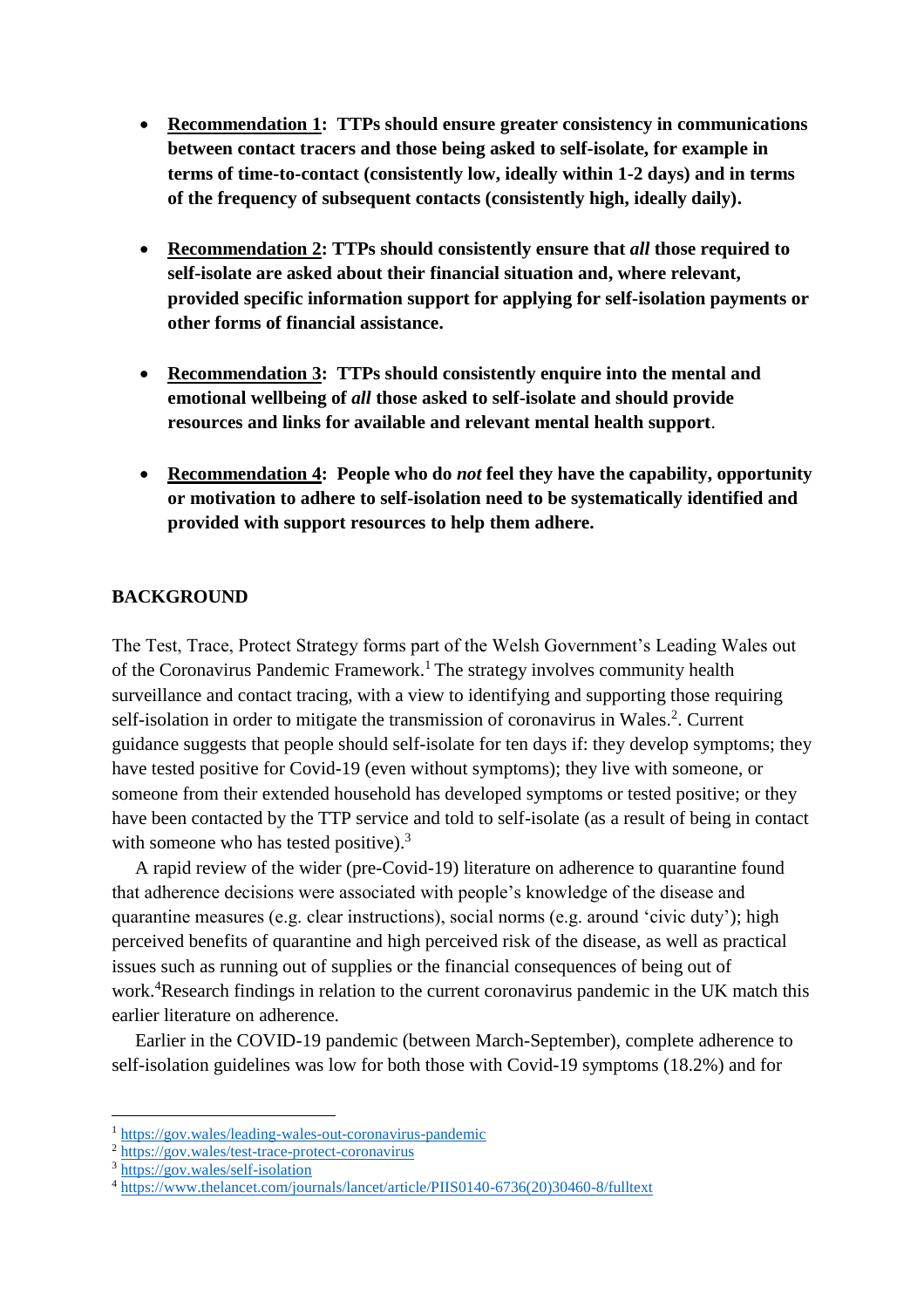- **<u>Recommendation 1</u>: TTPs should ensure greater consistency in communications between contact tracers and those being asked to self-isolate, for example in terms of time-to-contact (consistently low, ideally within 1-2 days) and in terms of the frequency of subsequent contacts (consistently high, ideally daily).**

- **<u>Recommendation 2</u>: TTPs should consistently ensure that *all* those required to self-isolate are asked about their financial situation and, where relevant, provided specific information support for applying for self-isolation payments or other forms of financial assistance.**

- **<u>Recommendation 3</u>: TTPs should consistently enquire into the mental and emotional wellbeing of *all* those asked to self-isolate and should provide resources and links for available and relevant mental health support**.

- **<u>Recommendation 4</u>: People who do *not* feel they have the capability, opportunity or motivation to adhere to self-isolation need to be systematically identified and provided with support resources to help them adhere.**

## BACKGROUND

The Test, Trace, Protect Strategy forms part of the Welsh Government's Leading Wales out of the Coronavirus Pandemic Framework.[1] The strategy involves community health surveillance and contact tracing, with a view to identifying and supporting those requiring self-isolation in order to mitigate the transmission of coronavirus in Wales.[2]. Current guidance suggests that people should self-isolate for ten days if: they develop symptoms; they have tested positive for Covid-19 (even without symptoms); they live with someone, or someone from their extended household has developed symptoms or tested positive; or they have been contacted by the TTP service and told to self-isolate (as a result of being in contact with someone who has tested positive).[3]

A rapid review of the wider (pre-Covid-19) literature on adherence to quarantine found that adherence decisions were associated with people's knowledge of the disease and quarantine measures (e.g. clear instructions), social norms (e.g. around 'civic duty'); high perceived benefits of quarantine and high perceived risk of the disease, as well as practical issues such as running out of supplies or the financial consequences of being out of work.[4]Research findings in relation to the current coronavirus pandemic in the UK match this earlier literature on adherence.

Earlier in the COVID-19 pandemic (between March-September), complete adherence to self-isolation guidelines was low for both those with Covid-19 symptoms (18.2%) and for

[1] https://gov.wales/leading-wales-out-coronavirus-pandemic
[2] https://gov.wales/test-trace-protect-coronavirus
[3] https://gov.wales/self-isolation
[4] https://www.thelancet.com/journals/lancet/article/PIIS0140-6736(20)30460-8/fulltext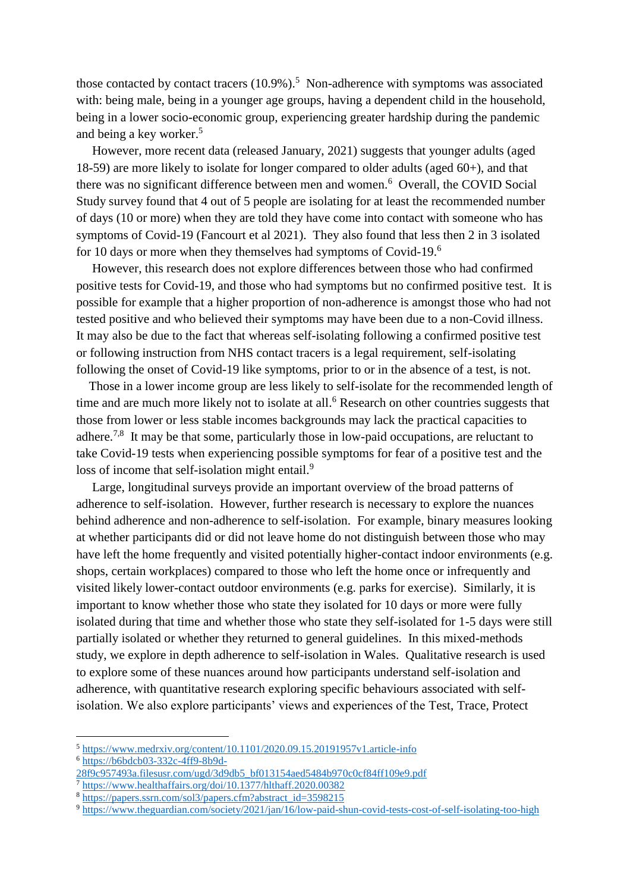those contacted by contact tracers (10.9%).[5] Non-adherence with symptoms was associated with: being male, being in a younger age groups, having a dependent child in the household, being in a lower socio-economic group, experiencing greater hardship during the pandemic and being a key worker.[5]

However, more recent data (released January, 2021) suggests that younger adults (aged 18-59) are more likely to isolate for longer compared to older adults (aged 60+), and that there was no significant difference between men and women.[6] Overall, the COVID Social Study survey found that 4 out of 5 people are isolating for at least the recommended number of days (10 or more) when they are told they have come into contact with someone who has symptoms of Covid-19 (Fancourt et al 2021). They also found that less then 2 in 3 isolated for 10 days or more when they themselves had symptoms of Covid-19.[6]

However, this research does not explore differences between those who had confirmed positive tests for Covid-19, and those who had symptoms but no confirmed positive test. It is possible for example that a higher proportion of non-adherence is amongst those who had not tested positive and who believed their symptoms may have been due to a non-Covid illness. It may also be due to the fact that whereas self-isolating following a confirmed positive test or following instruction from NHS contact tracers is a legal requirement, self-isolating following the onset of Covid-19 like symptoms, prior to or in the absence of a test, is not.

Those in a lower income group are less likely to self-isolate for the recommended length of time and are much more likely not to isolate at all.[6] Research on other countries suggests that those from lower or less stable incomes backgrounds may lack the practical capacities to adhere.[7,8] It may be that some, particularly those in low-paid occupations, are reluctant to take Covid-19 tests when experiencing possible symptoms for fear of a positive test and the loss of income that self-isolation might entail.[9]

Large, longitudinal surveys provide an important overview of the broad patterns of adherence to self-isolation. However, further research is necessary to explore the nuances behind adherence and non-adherence to self-isolation. For example, binary measures looking at whether participants did or did not leave home do not distinguish between those who may have left the home frequently and visited potentially higher-contact indoor environments (e.g. shops, certain workplaces) compared to those who left the home once or infrequently and visited likely lower-contact outdoor environments (e.g. parks for exercise). Similarly, it is important to know whether those who state they isolated for 10 days or more were fully isolated during that time and whether those who state they self-isolated for 1-5 days were still partially isolated or whether they returned to general guidelines. In this mixed-methods study, we explore in depth adherence to self-isolation in Wales. Qualitative research is used to explore some of these nuances around how participants understand self-isolation and adherence, with quantitative research exploring specific behaviours associated with self-isolation. We also explore participants' views and experiences of the Test, Trace, Protect

---

[5] https://www.medrxiv.org/content/10.1101/2020.09.15.20191957v1.article-info

[6] https://b6bdcb03-332c-4ff9-8b9d-28f9c957493a.filesusr.com/ugd/3d9db5_bf013154aed5484b970c0cf84ff109e9.pdf

[7] https://www.healthaffairs.org/doi/10.1377/hlthaff.2020.00382

[8] https://papers.ssrn.com/sol3/papers.cfm?abstract_id=3598215

[9] https://www.theguardian.com/society/2021/jan/16/low-paid-shun-covid-tests-cost-of-self-isolating-too-high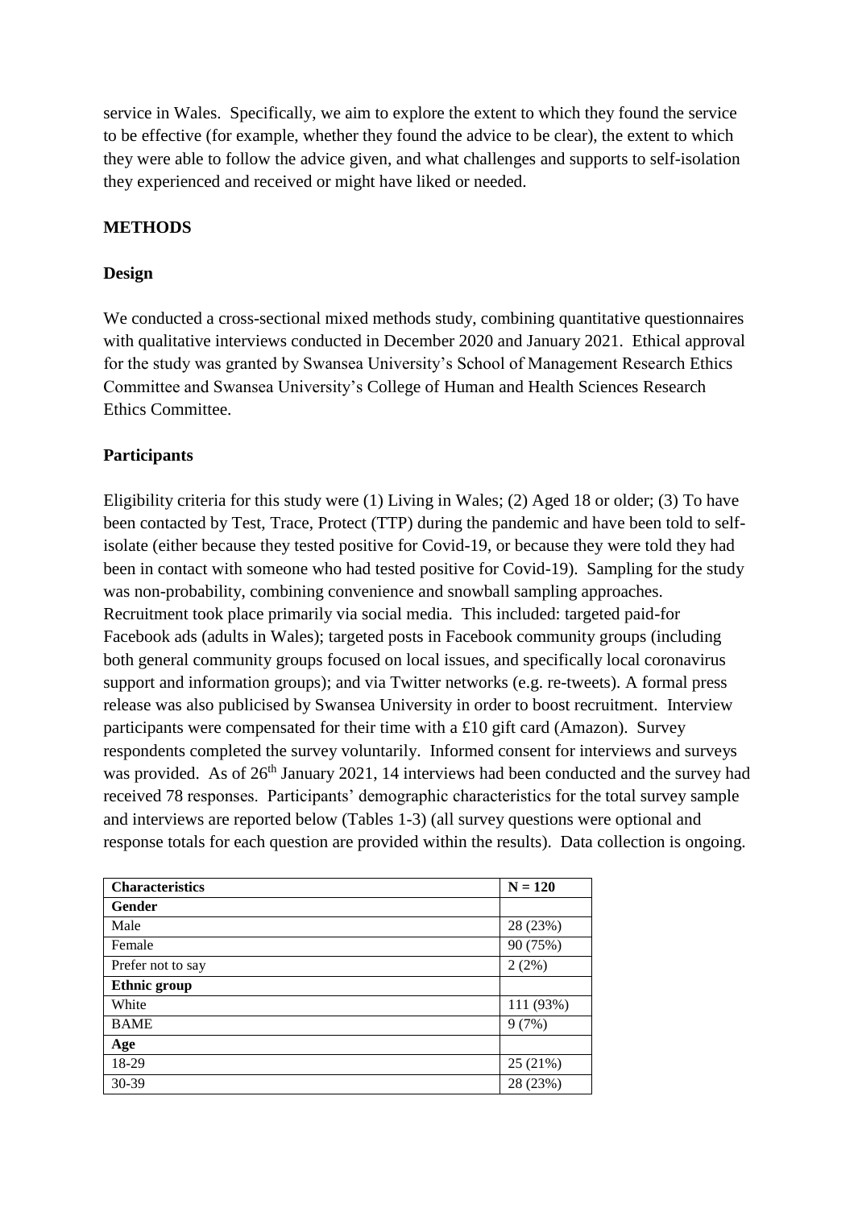service in Wales. Specifically, we aim to explore the extent to which they found the service to be effective (for example, whether they found the advice to be clear), the extent to which they were able to follow the advice given, and what challenges and supports to self-isolation they experienced and received or might have liked or needed.

## METHODS

### Design

We conducted a cross-sectional mixed methods study, combining quantitative questionnaires with qualitative interviews conducted in December 2020 and January 2021. Ethical approval for the study was granted by Swansea University's School of Management Research Ethics Committee and Swansea University's College of Human and Health Sciences Research Ethics Committee.

### Participants

Eligibility criteria for this study were (1) Living in Wales; (2) Aged 18 or older; (3) To have been contacted by Test, Trace, Protect (TTP) during the pandemic and have been told to self-isolate (either because they tested positive for Covid-19, or because they were told they had been in contact with someone who had tested positive for Covid-19). Sampling for the study was non-probability, combining convenience and snowball sampling approaches. Recruitment took place primarily via social media. This included: targeted paid-for Facebook ads (adults in Wales); targeted posts in Facebook community groups (including both general community groups focused on local issues, and specifically local coronavirus support and information groups); and via Twitter networks (e.g. re-tweets). A formal press release was also publicised by Swansea University in order to boost recruitment. Interview participants were compensated for their time with a £10 gift card (Amazon). Survey respondents completed the survey voluntarily. Informed consent for interviews and surveys was provided. As of 26th January 2021, 14 interviews had been conducted and the survey had received 78 responses. Participants' demographic characteristics for the total survey sample and interviews are reported below (Tables 1-3) (all survey questions were optional and response totals for each question are provided within the results). Data collection is ongoing.

| Characteristics | N = 120 |
|---|---|
| **Gender** | |
| Male | 28 (23%) |
| Female | 90 (75%) |
| Prefer not to say | 2 (2%) |
| **Ethnic group** | |
| White | 111 (93%) |
| BAME | 9 (7%) |
| **Age** | |
| 18-29 | 25 (21%) |
| 30-39 | 28 (23%) |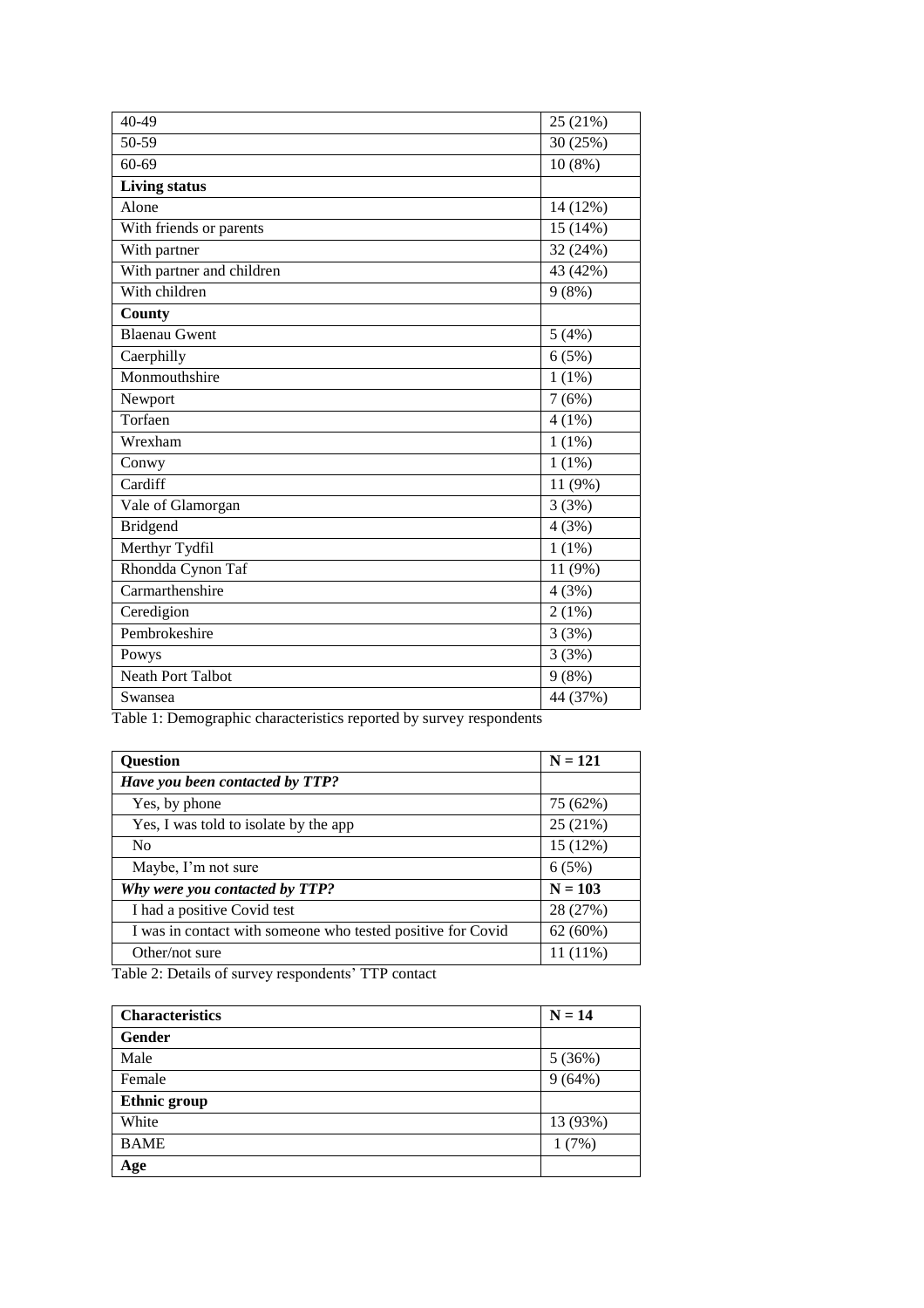| | |
|---|---|
| 40-49 | 25 (21%) |
| 50-59 | 30 (25%) |
| 60-69 | 10 (8%) |
| **Living status** | |
| Alone | 14 (12%) |
| With friends or parents | 15 (14%) |
| With partner | 32 (24%) |
| With partner and children | 43 (42%) |
| With children | 9 (8%) |
| **County** | |
| Blaenau Gwent | 5 (4%) |
| Caerphilly | 6 (5%) |
| Monmouthshire | 1 (1%) |
| Newport | 7 (6%) |
| Torfaen | 4 (1%) |
| Wrexham | 1 (1%) |
| Conwy | 1 (1%) |
| Cardiff | 11 (9%) |
| Vale of Glamorgan | 3 (3%) |
| Bridgend | 4 (3%) |
| Merthyr Tydfil | 1 (1%) |
| Rhondda Cynon Taf | 11 (9%) |
| Carmarthenshire | 4 (3%) |
| Ceredigion | 2 (1%) |
| Pembrokeshire | 3 (3%) |
| Powys | 3 (3%) |
| Neath Port Talbot | 9 (8%) |
| Swansea | 44 (37%) |

Table 1: Demographic characteristics reported by survey respondents

| **Question** | **N = 121** |
|---|---|
| ***Have you been contacted by TTP?*** | |
| Yes, by phone | 75 (62%) |
| Yes, I was told to isolate by the app | 25 (21%) |
| No | 15 (12%) |
| Maybe, I'm not sure | 6 (5%) |
| ***Why were you contacted by TTP?*** | **N = 103** |
| I had a positive Covid test | 28 (27%) |
| I was in contact with someone who tested positive for Covid | 62 (60%) |
| Other/not sure | 11 (11%) |

Table 2: Details of survey respondents' TTP contact

| **Characteristics** | **N = 14** |
|---|---|
| **Gender** | |
| Male | 5 (36%) |
| Female | 9 (64%) |
| **Ethnic group** | |
| White | 13 (93%) |
| BAME | 1 (7%) |
| **Age** | |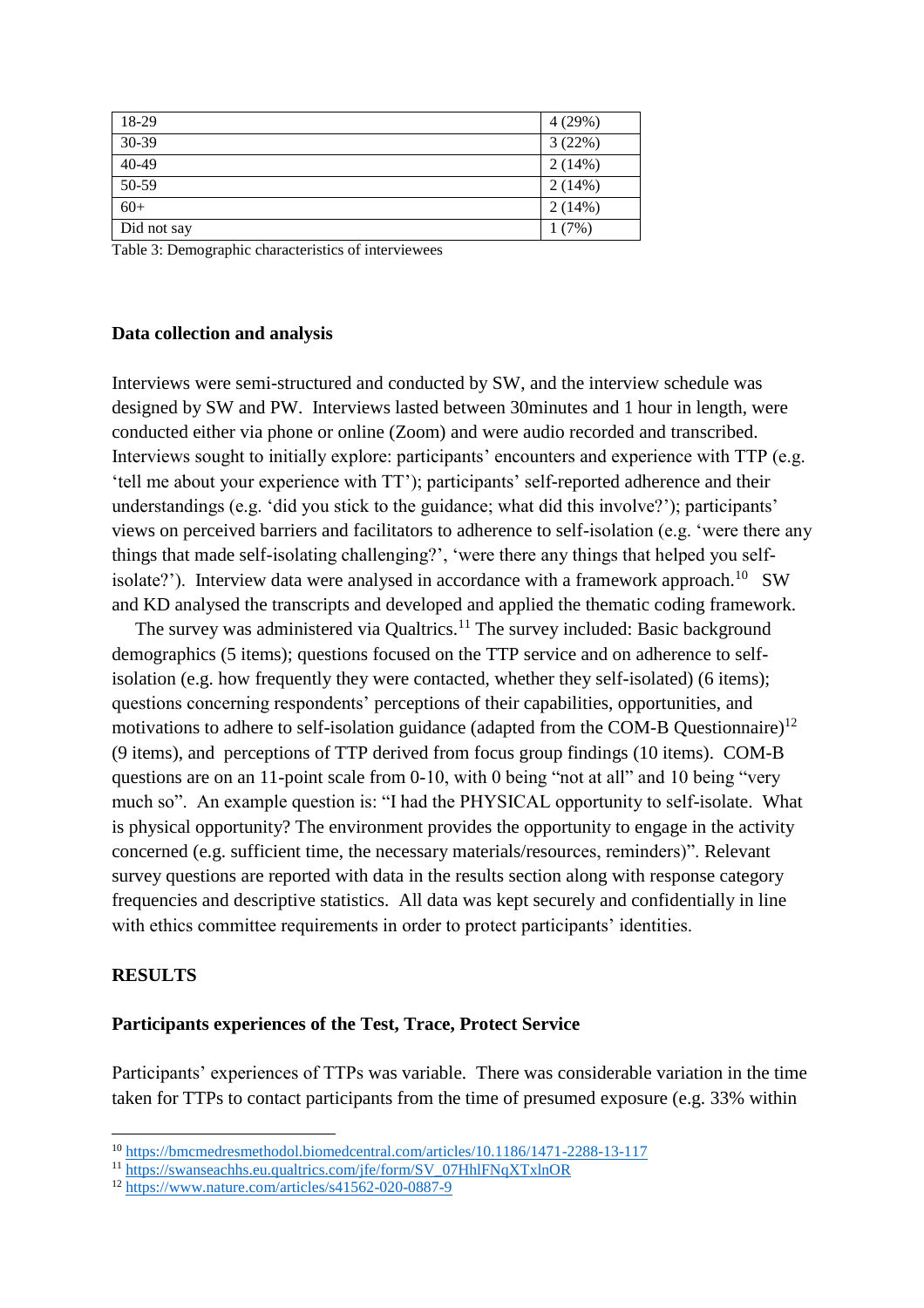| 18-29 | 4 (29%) |
| --- | --- |
| 30-39 | 3 (22%) |
| 40-49 | 2 (14%) |
| 50-59 | 2 (14%) |
| 60+ | 2 (14%) |
| Did not say | 1 (7%) |

Table 3: Demographic characteristics of interviewees

**Data collection and analysis**

Interviews were semi-structured and conducted by SW, and the interview schedule was designed by SW and PW. Interviews lasted between 30minutes and 1 hour in length, were conducted either via phone or online (Zoom) and were audio recorded and transcribed. Interviews sought to initially explore: participants' encounters and experience with TTP (e.g. 'tell me about your experience with TT'); participants' self-reported adherence and their understandings (e.g. 'did you stick to the guidance; what did this involve?'); participants' views on perceived barriers and facilitators to adherence to self-isolation (e.g. 'were there any things that made self-isolating challenging?', 'were there any things that helped you self-isolate?'). Interview data were analysed in accordance with a framework approach.[10] SW and KD analysed the transcripts and developed and applied the thematic coding framework.

The survey was administered via Qualtrics.[11] The survey included: Basic background demographics (5 items); questions focused on the TTP service and on adherence to self-isolation (e.g. how frequently they were contacted, whether they self-isolated) (6 items); questions concerning respondents' perceptions of their capabilities, opportunities, and motivations to adhere to self-isolation guidance (adapted from the COM-B Questionnaire)[12] (9 items), and perceptions of TTP derived from focus group findings (10 items). COM-B questions are on an 11-point scale from 0-10, with 0 being "not at all" and 10 being "very much so". An example question is: "I had the PHYSICAL opportunity to self-isolate. What is physical opportunity? The environment provides the opportunity to engage in the activity concerned (e.g. sufficient time, the necessary materials/resources, reminders)". Relevant survey questions are reported with data in the results section along with response category frequencies and descriptive statistics. All data was kept securely and confidentially in line with ethics committee requirements in order to protect participants' identities.

## RESULTS

**Participants experiences of the Test, Trace, Protect Service**

Participants' experiences of TTPs was variable. There was considerable variation in the time taken for TTPs to contact participants from the time of presumed exposure (e.g. 33% within

[10] https://bmcmedresmethodol.biomedcentral.com/articles/10.1186/1471-2288-13-117

[11] https://swanseachhs.eu.qualtrics.com/jfe/form/SV_07HhlFNqXTxlnOR

[12] https://www.nature.com/articles/s41562-020-0887-9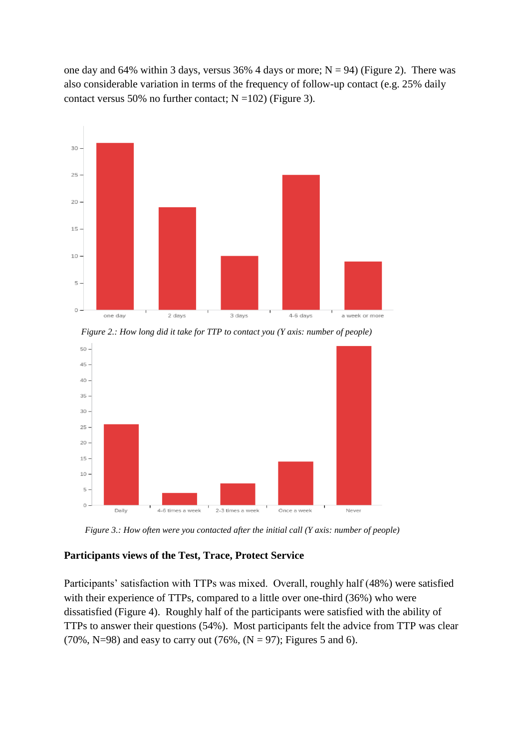one day and 64% within 3 days, versus 36% 4 days or more; N = 94) (Figure 2). There was also considerable variation in terms of the frequency of follow-up contact (e.g. 25% daily contact versus 50% no further contact; N =102) (Figure 3).

*Figure 2.: How long did it take for TTP to contact you (Y axis: number of people)*

*Figure 3.: How often were you contacted after the initial call (Y axis: number of people)*

**Participants views of the Test, Trace, Protect Service**

Participants' satisfaction with TTPs was mixed. Overall, roughly half (48%) were satisfied with their experience of TTPs, compared to a little over one-third (36%) who were dissatisfied (Figure 4). Roughly half of the participants were satisfied with the ability of TTPs to answer their questions (54%). Most participants felt the advice from TTP was clear (70%, N=98) and easy to carry out (76%, (N = 97); Figures 5 and 6).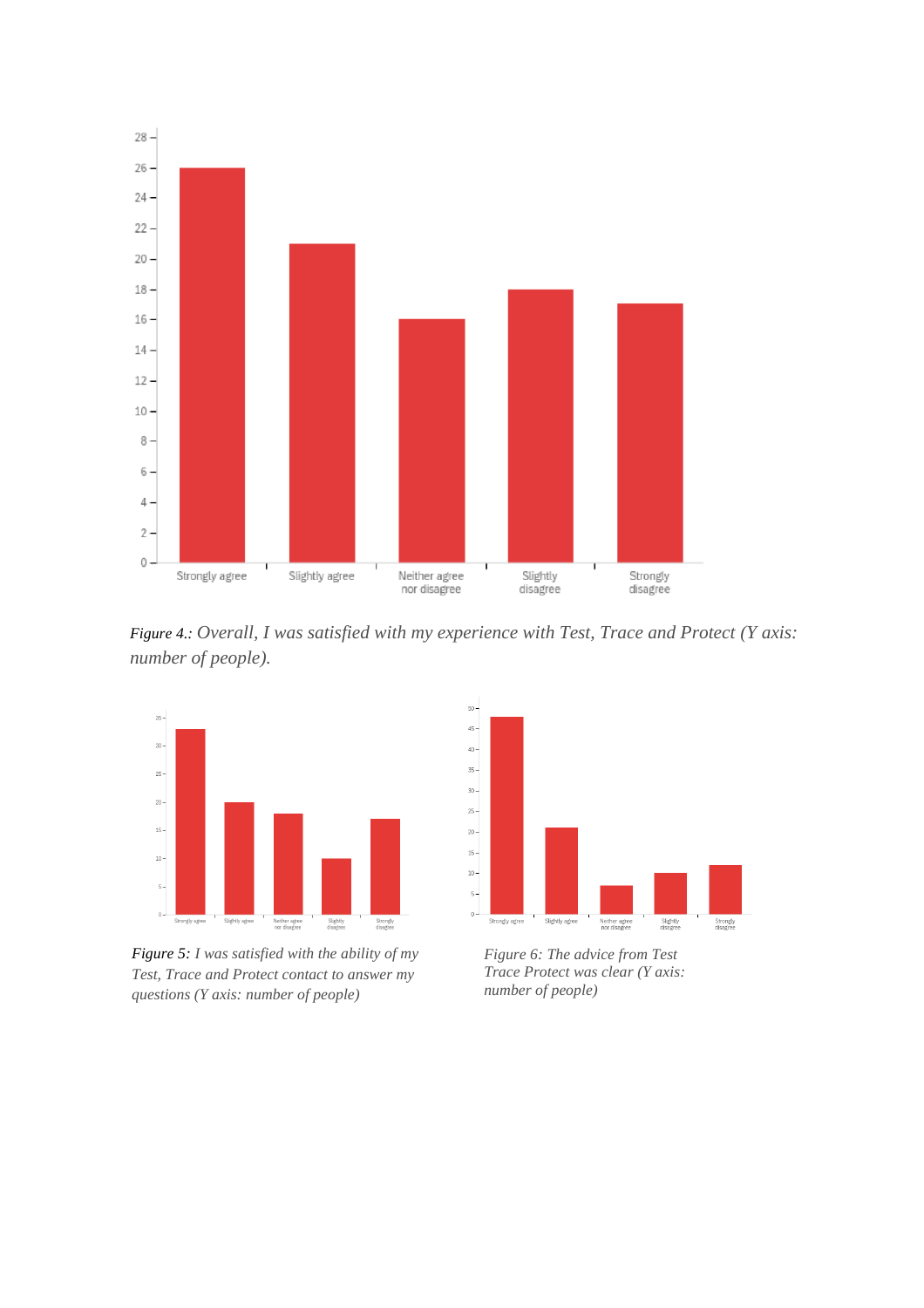*Figure 4.: Overall, I was satisfied with my experience with Test, Trace and Protect (Y axis: number of people).*

*Figure 5: I was satisfied with the ability of my Test, Trace and Protect contact to answer my questions (Y axis: number of people)*

*Figure 6: The advice from Test Trace Protect was clear (Y axis: number of people)*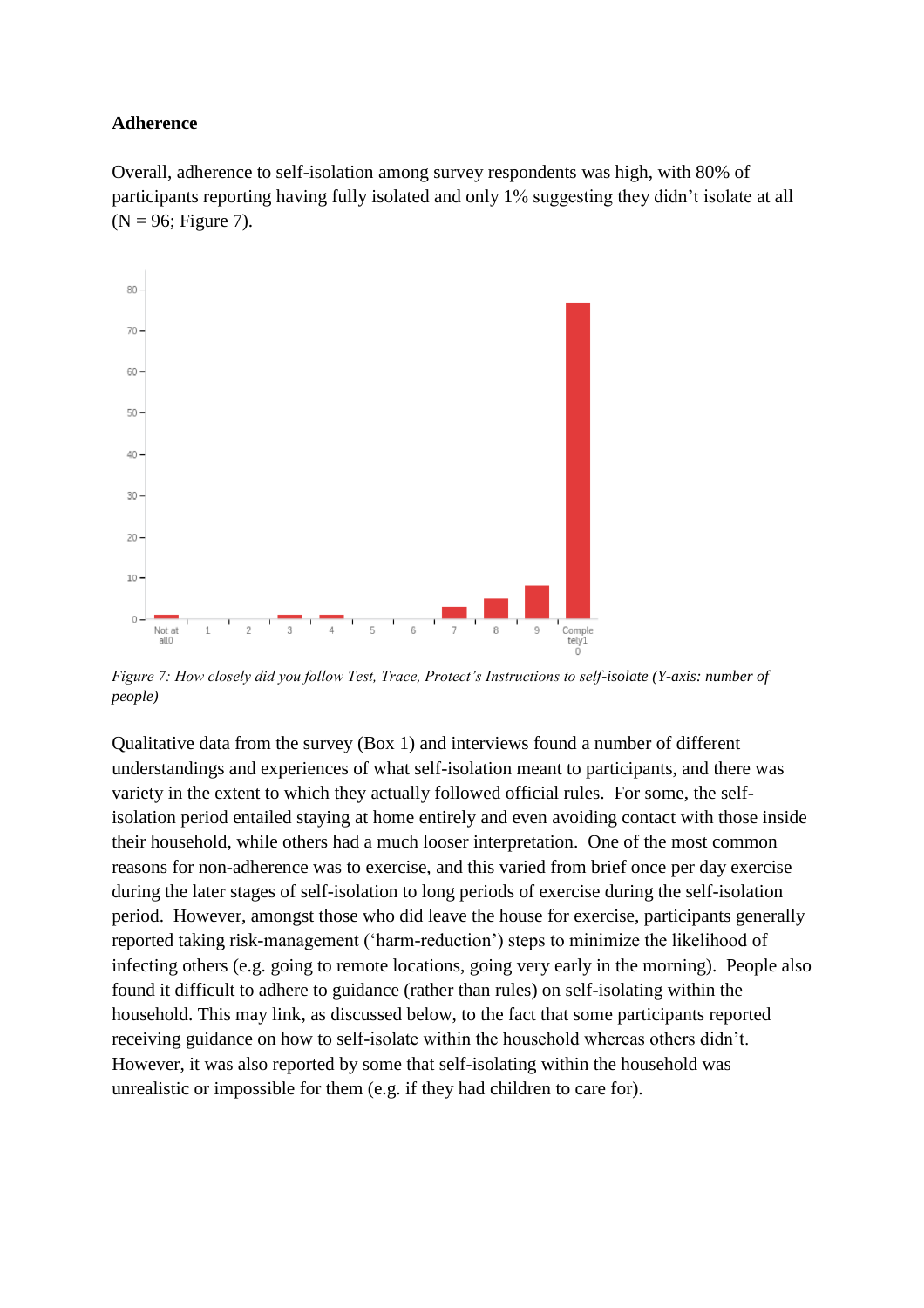**Adherence**

Overall, adherence to self-isolation among survey respondents was high, with 80% of participants reporting having fully isolated and only 1% suggesting they didn't isolate at all (N = 96; Figure 7).

*Figure 7: How closely did you follow Test, Trace, Protect's Instructions to self-isolate (Y-axis: number of people)*

Qualitative data from the survey (Box 1) and interviews found a number of different understandings and experiences of what self-isolation meant to participants, and there was variety in the extent to which they actually followed official rules. For some, the self-isolation period entailed staying at home entirely and even avoiding contact with those inside their household, while others had a much looser interpretation. One of the most common reasons for non-adherence was to exercise, and this varied from brief once per day exercise during the later stages of self-isolation to long periods of exercise during the self-isolation period. However, amongst those who did leave the house for exercise, participants generally reported taking risk-management ('harm-reduction') steps to minimize the likelihood of infecting others (e.g. going to remote locations, going very early in the morning). People also found it difficult to adhere to guidance (rather than rules) on self-isolating within the household. This may link, as discussed below, to the fact that some participants reported receiving guidance on how to self-isolate within the household whereas others didn't. However, it was also reported by some that self-isolating within the household was unrealistic or impossible for them (e.g. if they had children to care for).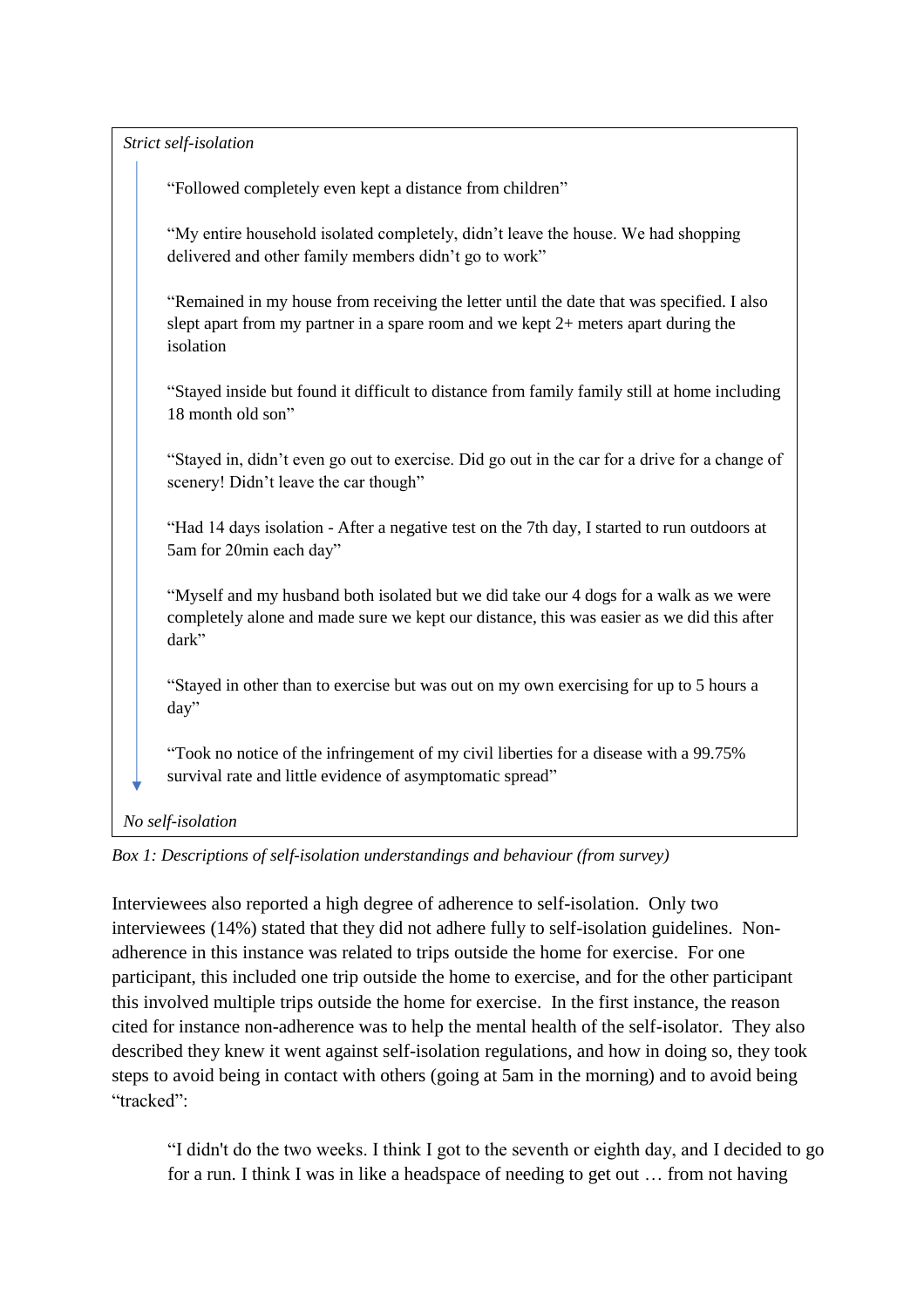*Strict self-isolation*

> "Followed completely even kept a distance from children"
>
> "My entire household isolated completely, didn't leave the house. We had shopping delivered and other family members didn't go to work"
>
> "Remained in my house from receiving the letter until the date that was specified. I also slept apart from my partner in a spare room and we kept 2+ meters apart during the isolation
>
> "Stayed inside but found it difficult to distance from family family still at home including 18 month old son"
>
> "Stayed in, didn't even go out to exercise. Did go out in the car for a drive for a change of scenery! Didn't leave the car though"
>
> "Had 14 days isolation - After a negative test on the 7th day, I started to run outdoors at 5am for 20min each day"
>
> "Myself and my husband both isolated but we did take our 4 dogs for a walk as we were completely alone and made sure we kept our distance, this was easier as we did this after dark"
>
> "Stayed in other than to exercise but was out on my own exercising for up to 5 hours a day"
>
> "Took no notice of the infringement of my civil liberties for a disease with a 99.75% survival rate and little evidence of asymptomatic spread"

*No self-isolation*

*Box 1: Descriptions of self-isolation understandings and behaviour (from survey)*

Interviewees also reported a high degree of adherence to self-isolation. Only two interviewees (14%) stated that they did not adhere fully to self-isolation guidelines. Non-adherence in this instance was related to trips outside the home for exercise. For one participant, this included one trip outside the home to exercise, and for the other participant this involved multiple trips outside the home for exercise. In the first instance, the reason cited for instance non-adherence was to help the mental health of the self-isolator. They also described they knew it went against self-isolation regulations, and how in doing so, they took steps to avoid being in contact with others (going at 5am in the morning) and to avoid being "tracked":

> "I didn't do the two weeks. I think I got to the seventh or eighth day, and I decided to go for a run. I think I was in like a headspace of needing to get out … from not having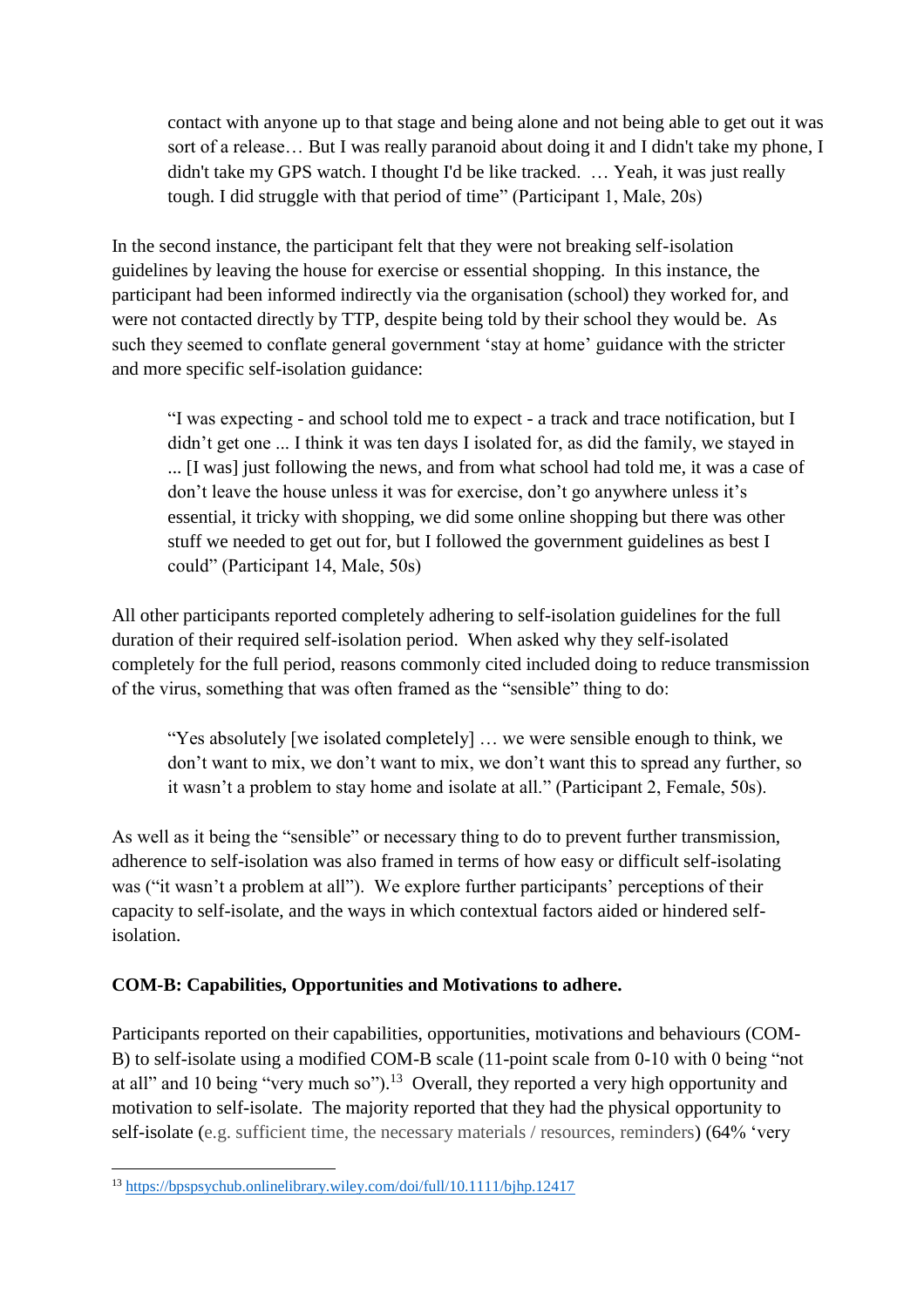> contact with anyone up to that stage and being alone and not being able to get out it was sort of a release… But I was really paranoid about doing it and I didn't take my phone, I didn't take my GPS watch. I thought I'd be like tracked. … Yeah, it was just really tough. I did struggle with that period of time" (Participant 1, Male, 20s)

In the second instance, the participant felt that they were not breaking self-isolation guidelines by leaving the house for exercise or essential shopping. In this instance, the participant had been informed indirectly via the organisation (school) they worked for, and were not contacted directly by TTP, despite being told by their school they would be. As such they seemed to conflate general government 'stay at home' guidance with the stricter and more specific self-isolation guidance:

> "I was expecting - and school told me to expect - a track and trace notification, but I didn't get one ... I think it was ten days I isolated for, as did the family, we stayed in ... [I was] just following the news, and from what school had told me, it was a case of don't leave the house unless it was for exercise, don't go anywhere unless it's essential, it tricky with shopping, we did some online shopping but there was other stuff we needed to get out for, but I followed the government guidelines as best I could" (Participant 14, Male, 50s)

All other participants reported completely adhering to self-isolation guidelines for the full duration of their required self-isolation period. When asked why they self-isolated completely for the full period, reasons commonly cited included doing to reduce transmission of the virus, something that was often framed as the "sensible" thing to do:

> "Yes absolutely [we isolated completely] … we were sensible enough to think, we don't want to mix, we don't want to mix, we don't want this to spread any further, so it wasn't a problem to stay home and isolate at all." (Participant 2, Female, 50s).

As well as it being the "sensible" or necessary thing to do to prevent further transmission, adherence to self-isolation was also framed in terms of how easy or difficult self-isolating was ("it wasn't a problem at all"). We explore further participants' perceptions of their capacity to self-isolate, and the ways in which contextual factors aided or hindered self-isolation.

**COM-B: Capabilities, Opportunities and Motivations to adhere.**

Participants reported on their capabilities, opportunities, motivations and behaviours (COM-B) to self-isolate using a modified COM-B scale (11-point scale from 0-10 with 0 being "not at all" and 10 being "very much so").[13] Overall, they reported a very high opportunity and motivation to self-isolate. The majority reported that they had the physical opportunity to self-isolate (e.g. sufficient time, the necessary materials / resources, reminders) (64% 'very

---

[13] https://bpspsychub.onlinelibrary.wiley.com/doi/full/10.1111/bjhp.12417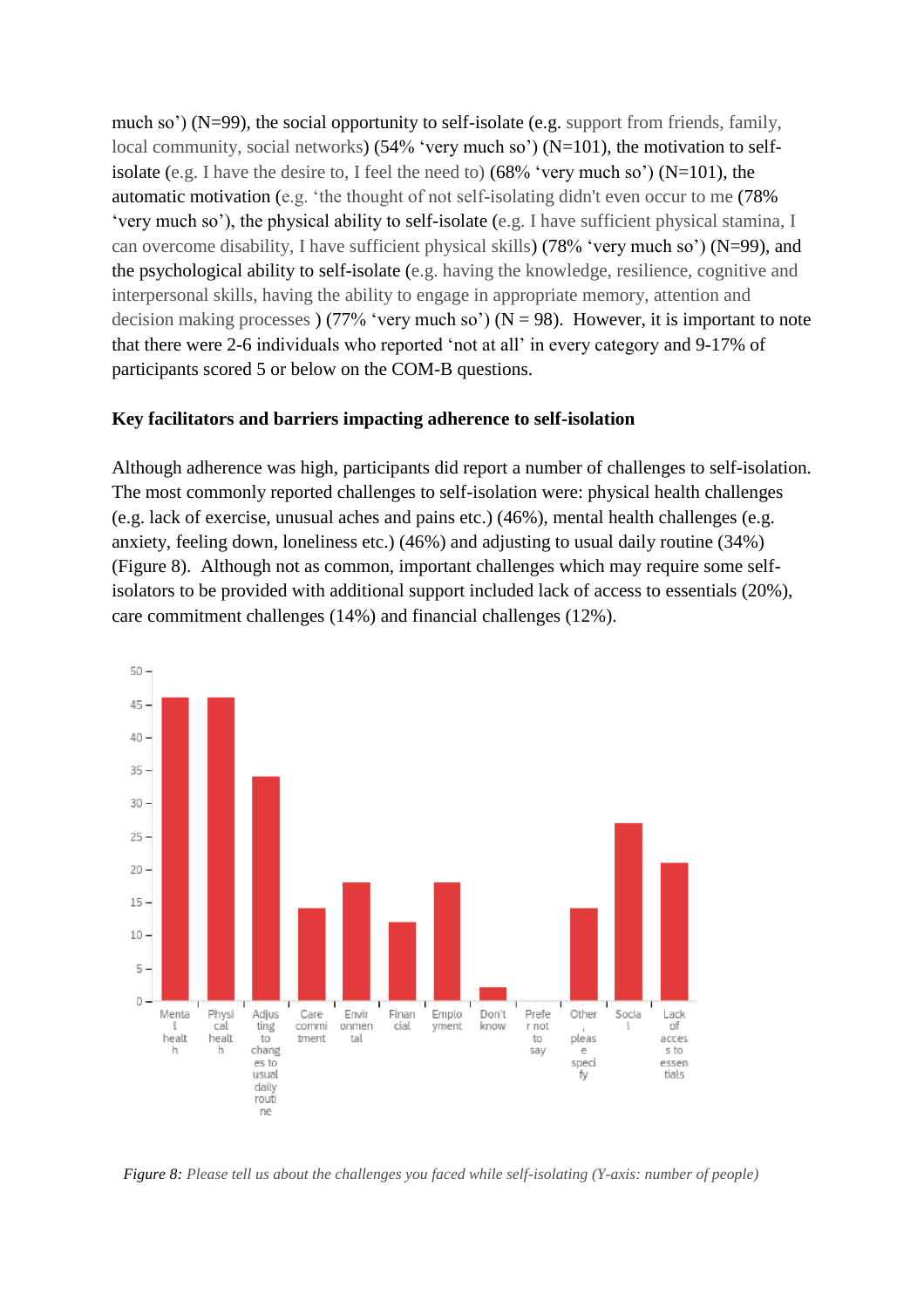much so') (N=99), the social opportunity to self-isolate (e.g. support from friends, family, local community, social networks) (54% 'very much so') (N=101), the motivation to self-isolate (e.g. I have the desire to, I feel the need to) (68% 'very much so') (N=101), the automatic motivation (e.g. 'the thought of not self-isolating didn't even occur to me (78% 'very much so'), the physical ability to self-isolate (e.g. I have sufficient physical stamina, I can overcome disability, I have sufficient physical skills) (78% 'very much so') (N=99), and the psychological ability to self-isolate (e.g. having the knowledge, resilience, cognitive and interpersonal skills, having the ability to engage in appropriate memory, attention and decision making processes ) (77% 'very much so') (N = 98). However, it is important to note that there were 2-6 individuals who reported 'not at all' in every category and 9-17% of participants scored 5 or below on the COM-B questions.

**Key facilitators and barriers impacting adherence to self-isolation**

Although adherence was high, participants did report a number of challenges to self-isolation. The most commonly reported challenges to self-isolation were: physical health challenges (e.g. lack of exercise, unusual aches and pains etc.) (46%), mental health challenges (e.g. anxiety, feeling down, loneliness etc.) (46%) and adjusting to usual daily routine (34%) (Figure 8). Although not as common, important challenges which may require some self-isolators to be provided with additional support included lack of access to essentials (20%), care commitment challenges (14%) and financial challenges (12%).

*Figure 8: Please tell us about the challenges you faced while self-isolating (Y-axis: number of people)*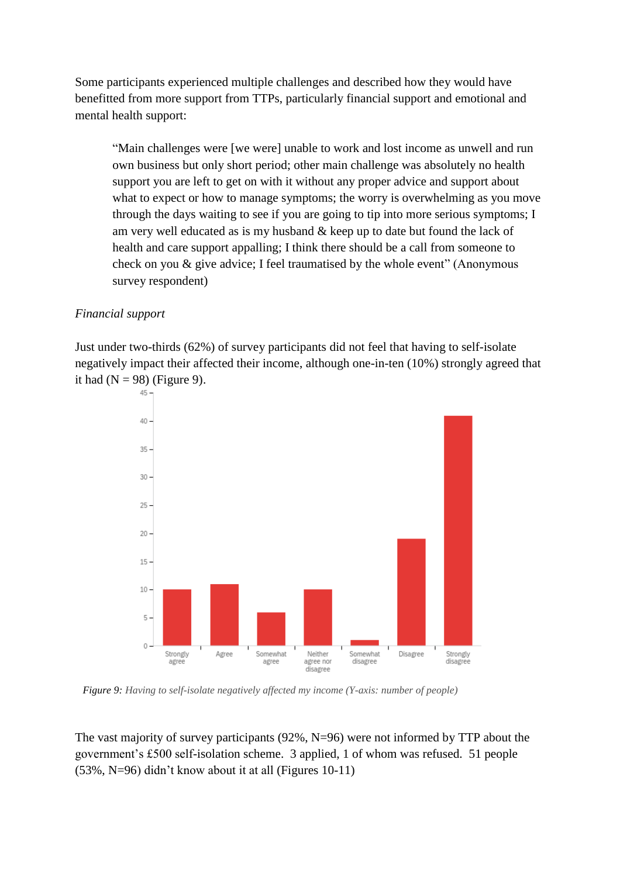Some participants experienced multiple challenges and described how they would have benefitted from more support from TTPs, particularly financial support and emotional and mental health support:

> "Main challenges were [we were] unable to work and lost income as unwell and run own business but only short period; other main challenge was absolutely no health support you are left to get on with it without any proper advice and support about what to expect or how to manage symptoms; the worry is overwhelming as you move through the days waiting to see if you are going to tip into more serious symptoms; I am very well educated as is my husband & keep up to date but found the lack of health and care support appalling; I think there should be a call from someone to check on you & give advice; I feel traumatised by the whole event" (Anonymous survey respondent)

*Financial support*

Just under two-thirds (62%) of survey participants did not feel that having to self-isolate negatively impact their affected their income, although one-in-ten (10%) strongly agreed that it had (N = 98) (Figure 9).

*Figure 9: Having to self-isolate negatively affected my income (Y-axis: number of people)*

The vast majority of survey participants (92%, N=96) were not informed by TTP about the government's £500 self-isolation scheme. 3 applied, 1 of whom was refused. 51 people (53%, N=96) didn't know about it at all (Figures 10-11)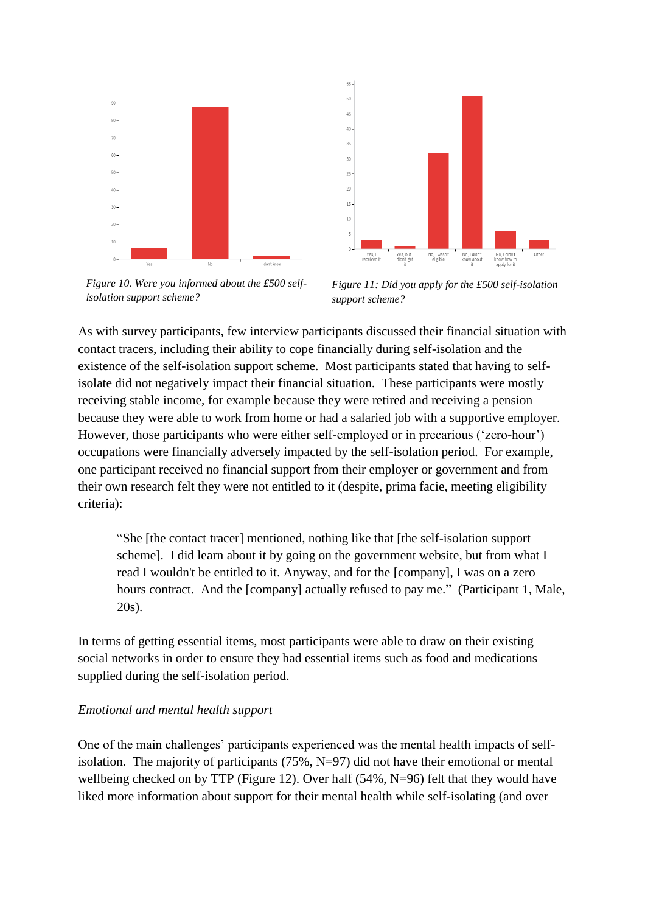*Figure 10. Were you informed about the £500 self-isolation support scheme?*

*Figure 11: Did you apply for the £500 self-isolation support scheme?*

As with survey participants, few interview participants discussed their financial situation with contact tracers, including their ability to cope financially during self-isolation and the existence of the self-isolation support scheme. Most participants stated that having to self-isolate did not negatively impact their financial situation. These participants were mostly receiving stable income, for example because they were retired and receiving a pension because they were able to work from home or had a salaried job with a supportive employer. However, those participants who were either self-employed or in precarious ('zero-hour') occupations were financially adversely impacted by the self-isolation period. For example, one participant received no financial support from their employer or government and from their own research felt they were not entitled to it (despite, prima facie, meeting eligibility criteria):

> "She [the contact tracer] mentioned, nothing like that [the self-isolation support scheme]. I did learn about it by going on the government website, but from what I read I wouldn't be entitled to it. Anyway, and for the [company], I was on a zero hours contract. And the [company] actually refused to pay me." (Participant 1, Male, 20s).

In terms of getting essential items, most participants were able to draw on their existing social networks in order to ensure they had essential items such as food and medications supplied during the self-isolation period.

*Emotional and mental health support*

One of the main challenges' participants experienced was the mental health impacts of self-isolation. The majority of participants (75%, N=97) did not have their emotional or mental wellbeing checked on by TTP (Figure 12). Over half (54%, N=96) felt that they would have liked more information about support for their mental health while self-isolating (and over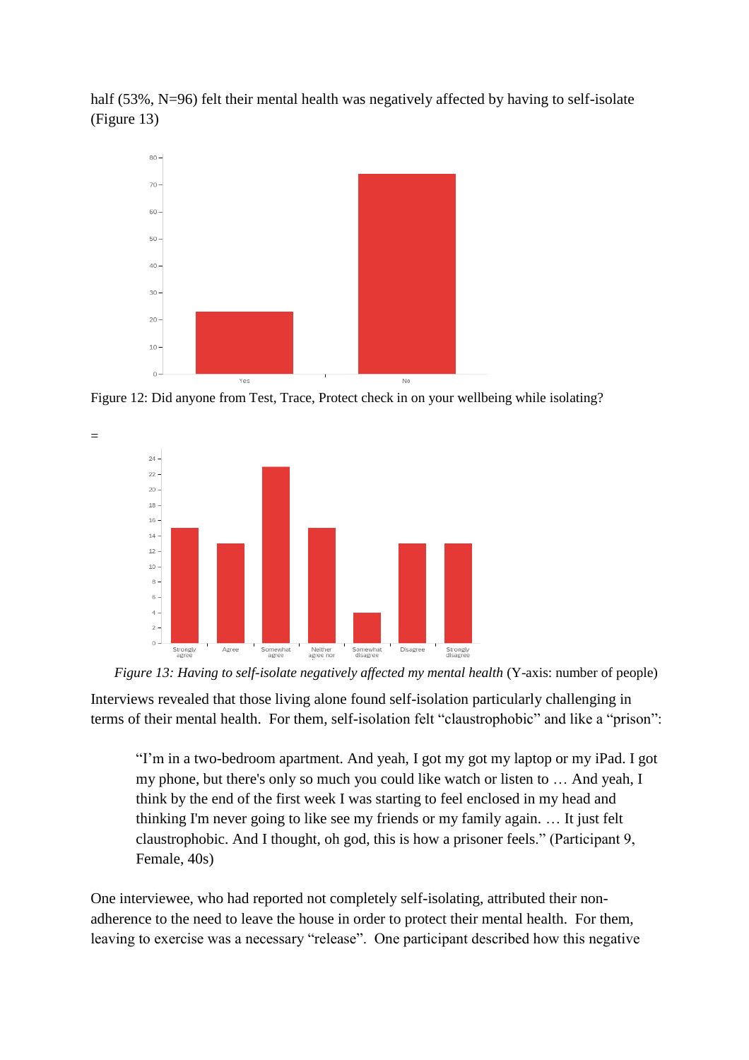half (53%, N=96) felt their mental health was negatively affected by having to self-isolate (Figure 13)

Figure 12: Did anyone from Test, Trace, Protect check in on your wellbeing while isolating?

=

*Figure 13: Having to self-isolate negatively affected my mental health* (Y-axis: number of people)

Interviews revealed that those living alone found self-isolation particularly challenging in terms of their mental health. For them, self-isolation felt "claustrophobic" and like a "prison":

> "I'm in a two-bedroom apartment. And yeah, I got my got my laptop or my iPad. I got my phone, but there's only so much you could like watch or listen to … And yeah, I think by the end of the first week I was starting to feel enclosed in my head and thinking I'm never going to like see my friends or my family again. … It just felt claustrophobic. And I thought, oh god, this is how a prisoner feels." (Participant 9, Female, 40s)

One interviewee, who had reported not completely self-isolating, attributed their non-adherence to the need to leave the house in order to protect their mental health. For them, leaving to exercise was a necessary "release". One participant described how this negative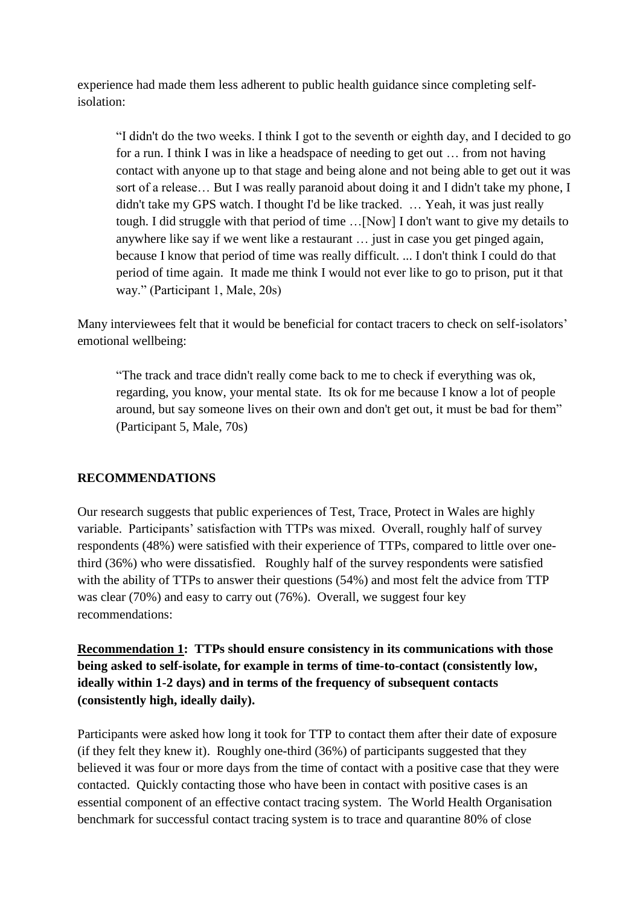experience had made them less adherent to public health guidance since completing self-isolation:

> "I didn't do the two weeks. I think I got to the seventh or eighth day, and I decided to go for a run. I think I was in like a headspace of needing to get out … from not having contact with anyone up to that stage and being alone and not being able to get out it was sort of a release… But I was really paranoid about doing it and I didn't take my phone, I didn't take my GPS watch. I thought I'd be like tracked. … Yeah, it was just really tough. I did struggle with that period of time …[Now] I don't want to give my details to anywhere like say if we went like a restaurant … just in case you get pinged again, because I know that period of time was really difficult. ... I don't think I could do that period of time again. It made me think I would not ever like to go to prison, put it that way." (Participant 1, Male, 20s)

Many interviewees felt that it would be beneficial for contact tracers to check on self-isolators' emotional wellbeing:

> "The track and trace didn't really come back to me to check if everything was ok, regarding, you know, your mental state. Its ok for me because I know a lot of people around, but say someone lives on their own and don't get out, it must be bad for them" (Participant 5, Male, 70s)

## RECOMMENDATIONS

Our research suggests that public experiences of Test, Trace, Protect in Wales are highly variable. Participants' satisfaction with TTPs was mixed. Overall, roughly half of survey respondents (48%) were satisfied with their experience of TTPs, compared to little over one-third (36%) who were dissatisfied. Roughly half of the survey respondents were satisfied with the ability of TTPs to answer their questions (54%) and most felt the advice from TTP was clear (70%) and easy to carry out (76%). Overall, we suggest four key recommendations:

**<u>Recommendation 1</u>: TTPs should ensure consistency in its communications with those being asked to self-isolate, for example in terms of time-to-contact (consistently low, ideally within 1-2 days) and in terms of the frequency of subsequent contacts (consistently high, ideally daily).**

Participants were asked how long it took for TTP to contact them after their date of exposure (if they felt they knew it). Roughly one-third (36%) of participants suggested that they believed it was four or more days from the time of contact with a positive case that they were contacted. Quickly contacting those who have been in contact with positive cases is an essential component of an effective contact tracing system. The World Health Organisation benchmark for successful contact tracing system is to trace and quarantine 80% of close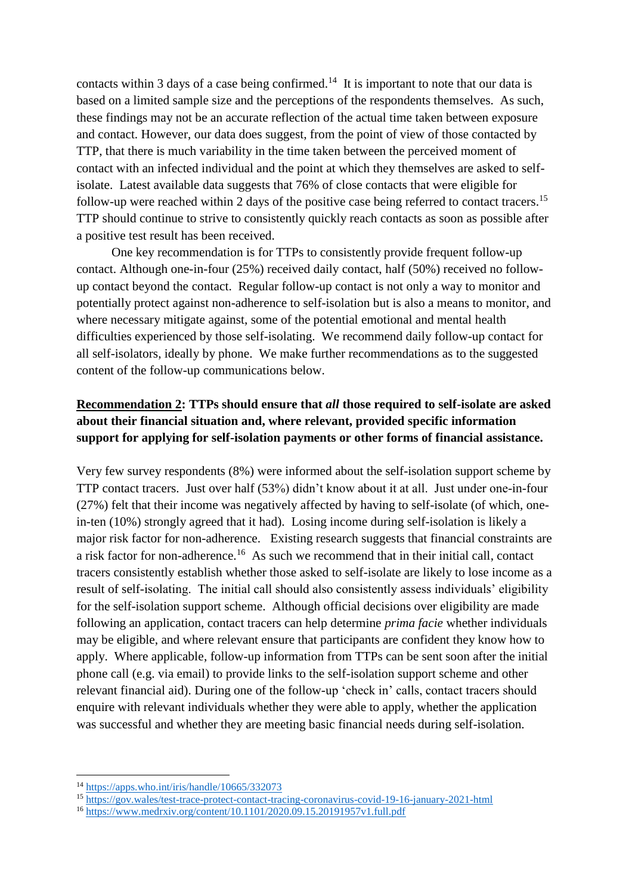contacts within 3 days of a case being confirmed.[14] It is important to note that our data is based on a limited sample size and the perceptions of the respondents themselves. As such, these findings may not be an accurate reflection of the actual time taken between exposure and contact. However, our data does suggest, from the point of view of those contacted by TTP, that there is much variability in the time taken between the perceived moment of contact with an infected individual and the point at which they themselves are asked to self-isolate. Latest available data suggests that 76% of close contacts that were eligible for follow-up were reached within 2 days of the positive case being referred to contact tracers.[15] TTP should continue to strive to consistently quickly reach contacts as soon as possible after a positive test result has been received.

One key recommendation is for TTPs to consistently provide frequent follow-up contact. Although one-in-four (25%) received daily contact, half (50%) received no follow-up contact beyond the contact. Regular follow-up contact is not only a way to monitor and potentially protect against non-adherence to self-isolation but is also a means to monitor, and where necessary mitigate against, some of the potential emotional and mental health difficulties experienced by those self-isolating. We recommend daily follow-up contact for all self-isolators, ideally by phone. We make further recommendations as to the suggested content of the follow-up communications below.

**<u>Recommendation 2</u>: TTPs should ensure that *all* those required to self-isolate are asked about their financial situation and, where relevant, provided specific information support for applying for self-isolation payments or other forms of financial assistance.**

Very few survey respondents (8%) were informed about the self-isolation support scheme by TTP contact tracers. Just over half (53%) didn't know about it at all. Just under one-in-four (27%) felt that their income was negatively affected by having to self-isolate (of which, one-in-ten (10%) strongly agreed that it had). Losing income during self-isolation is likely a major risk factor for non-adherence. Existing research suggests that financial constraints are a risk factor for non-adherence.[16] As such we recommend that in their initial call, contact tracers consistently establish whether those asked to self-isolate are likely to lose income as a result of self-isolating. The initial call should also consistently assess individuals' eligibility for the self-isolation support scheme. Although official decisions over eligibility are made following an application, contact tracers can help determine *prima facie* whether individuals may be eligible, and where relevant ensure that participants are confident they know how to apply. Where applicable, follow-up information from TTPs can be sent soon after the initial phone call (e.g. via email) to provide links to the self-isolation support scheme and other relevant financial aid). During one of the follow-up 'check in' calls, contact tracers should enquire with relevant individuals whether they were able to apply, whether the application was successful and whether they are meeting basic financial needs during self-isolation.

---

[14] https://apps.who.int/iris/handle/10665/332073

[15] https://gov.wales/test-trace-protect-contact-tracing-coronavirus-covid-19-16-january-2021-html

[16] https://www.medrxiv.org/content/10.1101/2020.09.15.20191957v1.full.pdf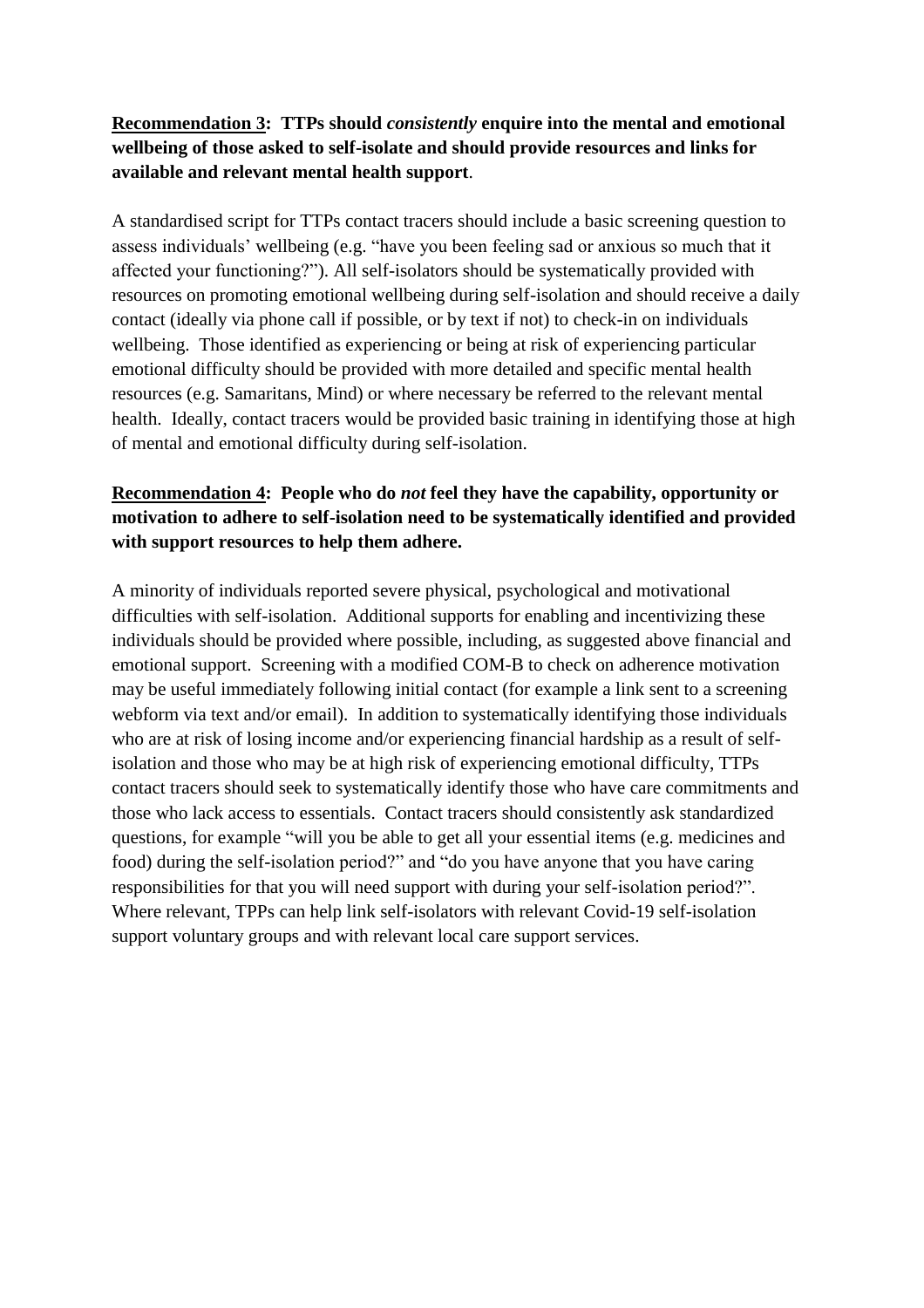**<u>Recommendation 3</u>: TTPs should *consistently* enquire into the mental and emotional wellbeing of those asked to self-isolate and should provide resources and links for available and relevant mental health support**.

A standardised script for TTPs contact tracers should include a basic screening question to assess individuals' wellbeing (e.g. "have you been feeling sad or anxious so much that it affected your functioning?"). All self-isolators should be systematically provided with resources on promoting emotional wellbeing during self-isolation and should receive a daily contact (ideally via phone call if possible, or by text if not) to check-in on individuals wellbeing. Those identified as experiencing or being at risk of experiencing particular emotional difficulty should be provided with more detailed and specific mental health resources (e.g. Samaritans, Mind) or where necessary be referred to the relevant mental health. Ideally, contact tracers would be provided basic training in identifying those at high of mental and emotional difficulty during self-isolation.

**<u>Recommendation 4</u>: People who do *not* feel they have the capability, opportunity or motivation to adhere to self-isolation need to be systematically identified and provided with support resources to help them adhere.**

A minority of individuals reported severe physical, psychological and motivational difficulties with self-isolation. Additional supports for enabling and incentivizing these individuals should be provided where possible, including, as suggested above financial and emotional support. Screening with a modified COM-B to check on adherence motivation may be useful immediately following initial contact (for example a link sent to a screening webform via text and/or email). In addition to systematically identifying those individuals who are at risk of losing income and/or experiencing financial hardship as a result of self-isolation and those who may be at high risk of experiencing emotional difficulty, TTPs contact tracers should seek to systematically identify those who have care commitments and those who lack access to essentials. Contact tracers should consistently ask standardized questions, for example "will you be able to get all your essential items (e.g. medicines and food) during the self-isolation period?" and "do you have anyone that you have caring responsibilities for that you will need support with during your self-isolation period?". Where relevant, TPPs can help link self-isolators with relevant Covid-19 self-isolation support voluntary groups and with relevant local care support services.